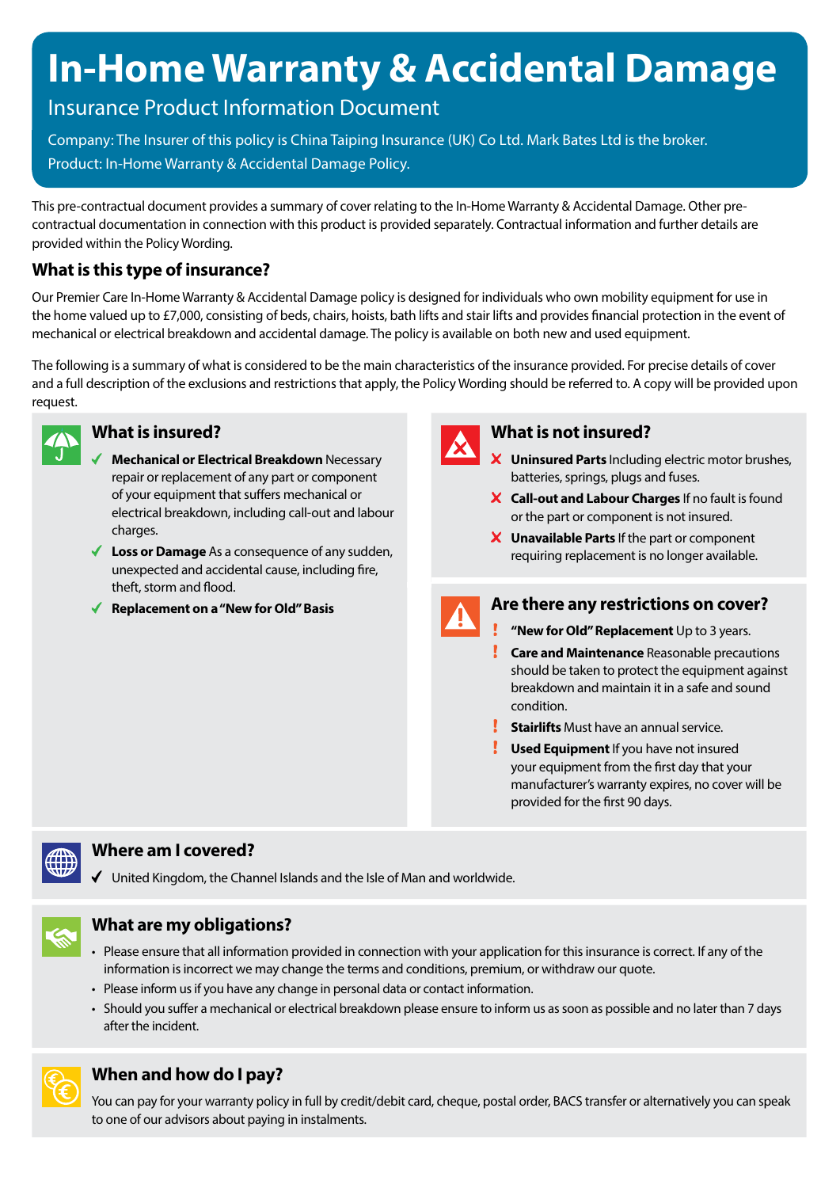# In-Home Warranty & Accidental Damage

## Insurance Product Information Document

Company: The Insurer of this policy is China Taiping Insurance (UK) Co Ltd. Mark Bates Ltd is the broker.
Product: In-Home Warranty & Accidental Damage Policy.

This pre-contractual document provides a summary of cover relating to the In-Home Warranty & Accidental Damage. Other pre-contractual documentation in connection with this product is provided separately. Contractual information and further details are provided within the Policy Wording.

### What is this type of insurance?

Our Premier Care In-Home Warranty & Accidental Damage policy is designed for individuals who own mobility equipment for use in the home valued up to £7,000, consisting of beds, chairs, hoists, bath lifts and stair lifts and provides financial protection in the event of mechanical or electrical breakdown and accidental damage. The policy is available on both new and used equipment.

The following is a summary of what is considered to be the main characteristics of the insurance provided. For precise details of cover and a full description of the exclusions and restrictions that apply, the Policy Wording should be referred to. A copy will be provided upon request.

### What is insured?

- ✓ **Mechanical or Electrical Breakdown** Necessary repair or replacement of any part or component of your equipment that suffers mechanical or electrical breakdown, including call-out and labour charges.
- ✓ **Loss or Damage** As a consequence of any sudden, unexpected and accidental cause, including fire, theft, storm and flood.
- ✓ **Replacement on a "New for Old" Basis**

### What is not insured?

- ✗ **Uninsured Parts** Including electric motor brushes, batteries, springs, plugs and fuses.
- ✗ **Call-out and Labour Charges** If no fault is found or the part or component is not insured.
- ✗ **Unavailable Parts** If the part or component requiring replacement is no longer available.

### Are there any restrictions on cover?

- ! **"New for Old" Replacement** Up to 3 years.
- ! **Care and Maintenance** Reasonable precautions should be taken to protect the equipment against breakdown and maintain it in a safe and sound condition.
- ! **Stairlifts** Must have an annual service.
- ! **Used Equipment** If you have not insured your equipment from the first day that your manufacturer's warranty expires, no cover will be provided for the first 90 days.

### Where am I covered?

- ✓ United Kingdom, the Channel Islands and the Isle of Man and worldwide.

### What are my obligations?

- Please ensure that all information provided in connection with your application for this insurance is correct. If any of the information is incorrect we may change the terms and conditions, premium, or withdraw our quote.
- Please inform us if you have any change in personal data or contact information.
- Should you suffer a mechanical or electrical breakdown please ensure to inform us as soon as possible and no later than 7 days after the incident.

### When and how do I pay?

You can pay for your warranty policy in full by credit/debit card, cheque, postal order, BACS transfer or alternatively you can speak to one of our advisors about paying in instalments.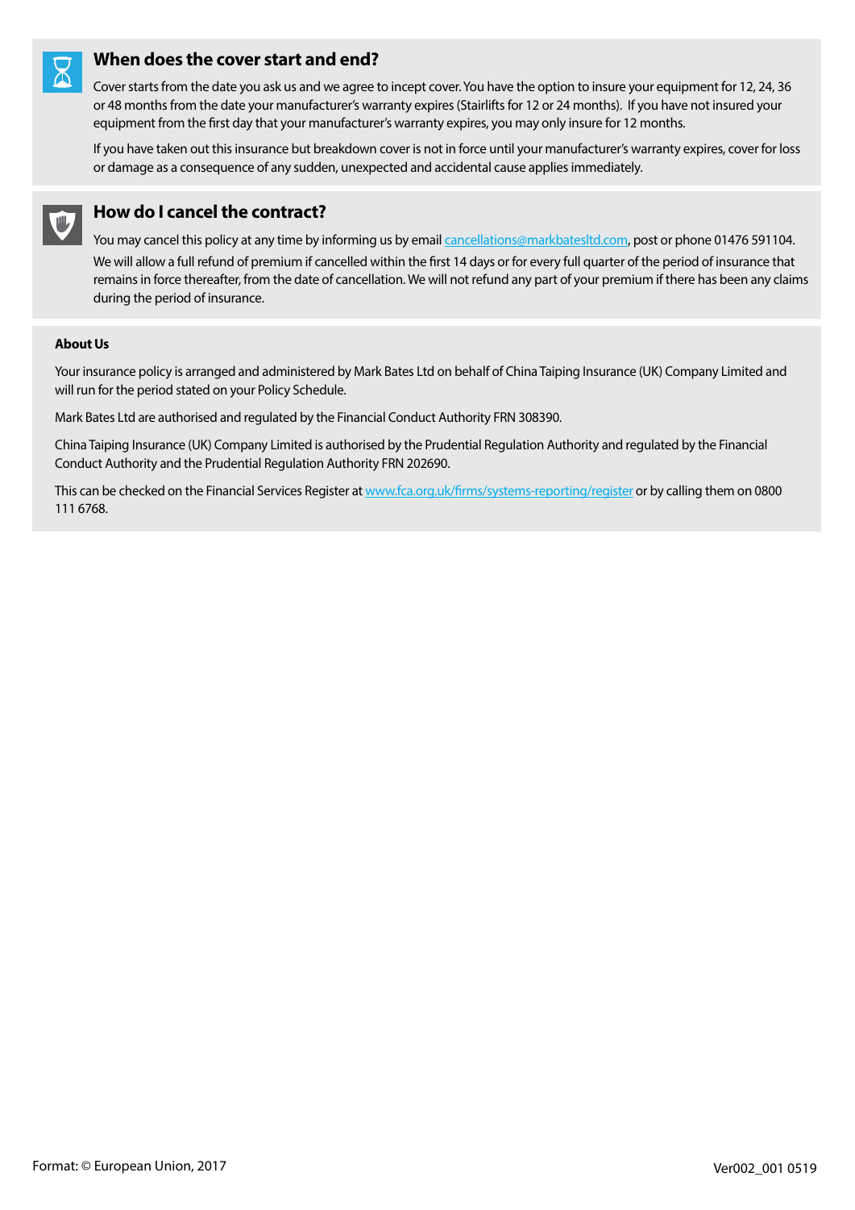## When does the cover start and end?

Cover starts from the date you ask us and we agree to incept cover. You have the option to insure your equipment for 12, 24, 36 or 48 months from the date your manufacturer's warranty expires (Stairlifts for 12 or 24 months). If you have not insured your equipment from the first day that your manufacturer's warranty expires, you may only insure for 12 months.

If you have taken out this insurance but breakdown cover is not in force until your manufacturer's warranty expires, cover for loss or damage as a consequence of any sudden, unexpected and accidental cause applies immediately.

## How do I cancel the contract?

You may cancel this policy at any time by informing us by email cancellations@markbatesltd.com, post or phone 01476 591104.

We will allow a full refund of premium if cancelled within the first 14 days or for every full quarter of the period of insurance that remains in force thereafter, from the date of cancellation. We will not refund any part of your premium if there has been any claims during the period of insurance.

**About Us**

Your insurance policy is arranged and administered by Mark Bates Ltd on behalf of China Taiping Insurance (UK) Company Limited and will run for the period stated on your Policy Schedule.

Mark Bates Ltd are authorised and regulated by the Financial Conduct Authority FRN 308390.

China Taiping Insurance (UK) Company Limited is authorised by the Prudential Regulation Authority and regulated by the Financial Conduct Authority and the Prudential Regulation Authority FRN 202690.

This can be checked on the Financial Services Register at www.fca.org.uk/firms/systems-reporting/register or by calling them on 0800 111 6768.

Format: © European Union, 2017

Ver002_001 0519